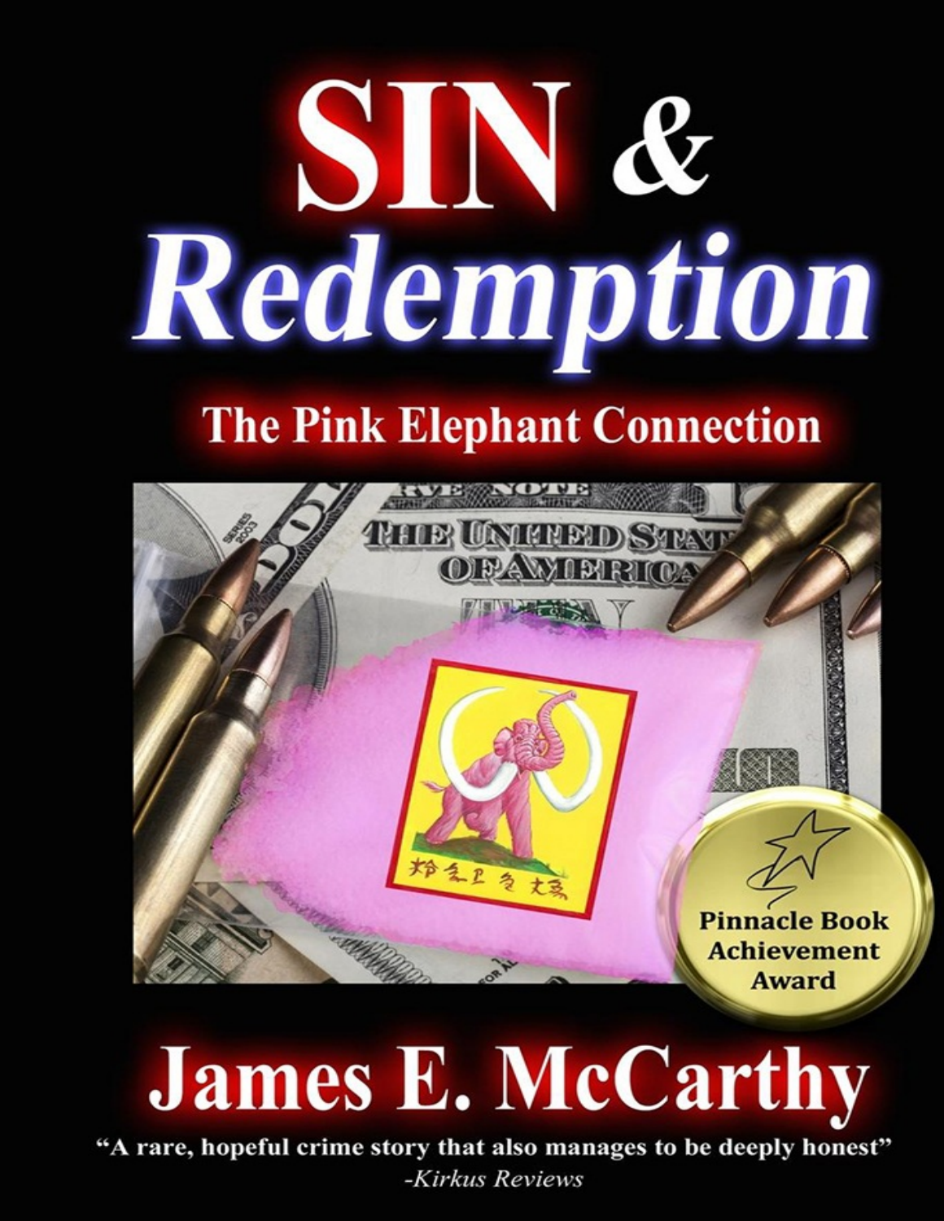# SIN & *Redemption*

## The Pink Elephant Connection

Pinnacle Book Achievement Award

# James E. McCarthy

**"A rare, hopeful crime story that also manages to be deeply honest"**
*-Kirkus Reviews*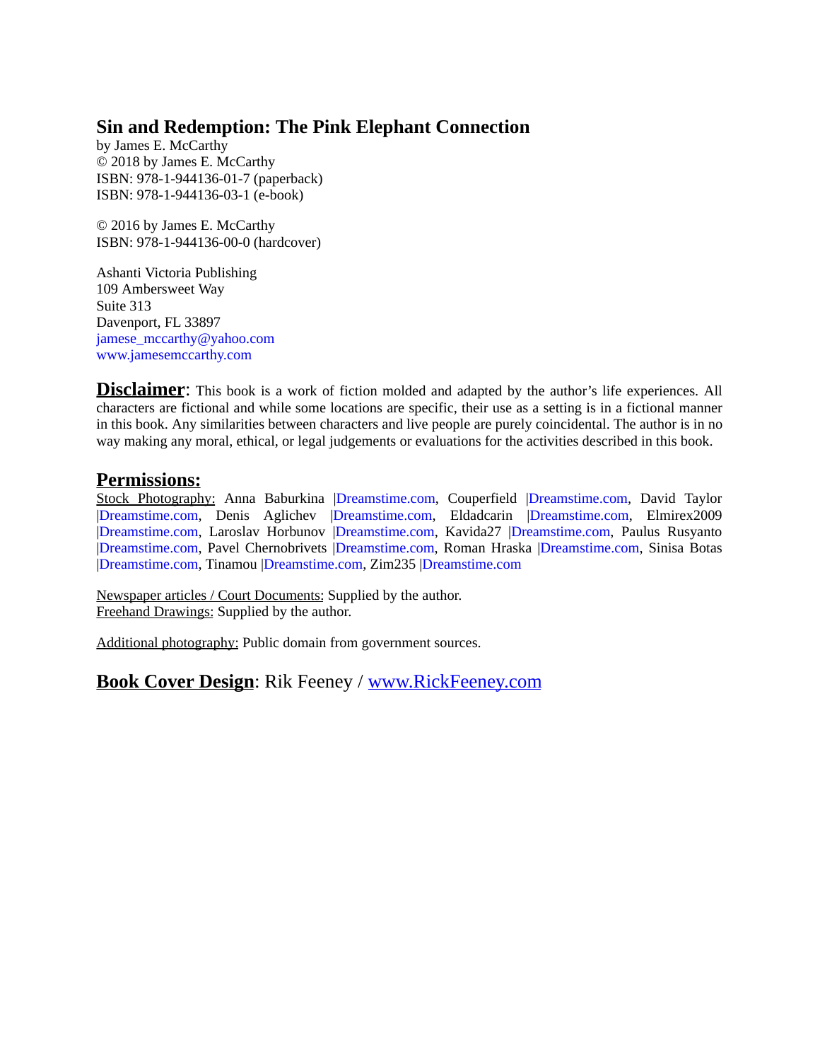## Sin and Redemption: The Pink Elephant Connection

by James E. McCarthy
© 2018 by James E. McCarthy
ISBN: 978-1-944136-01-7 (paperback)
ISBN: 978-1-944136-03-1 (e-book)

© 2016 by James E. McCarthy
ISBN: 978-1-944136-00-0 (hardcover)

Ashanti Victoria Publishing
109 Ambersweet Way
Suite 313
Davenport, FL 33897
jamese_mccarthy@yahoo.com
www.jamesemccarthy.com

**Disclaimer**: This book is a work of fiction molded and adapted by the author's life experiences. All characters are fictional and while some locations are specific, their use as a setting is in a fictional manner in this book. Any similarities between characters and live people are purely coincidental. The author is in no way making any moral, ethical, or legal judgements or evaluations for the activities described in this book.

**Permissions:**

Stock Photography: Anna Baburkina |Dreamstime.com, Couperfield |Dreamstime.com, David Taylor |Dreamstime.com, Denis Aglichev |Dreamstime.com, Eldadcarin |Dreamstime.com, Elmirex2009 |Dreamstime.com, Laroslav Horbunov |Dreamstime.com, Kavida27 |Dreamstime.com, Paulus Rusyanto |Dreamstime.com, Pavel Chernobrivets |Dreamstime.com, Roman Hraska |Dreamstime.com, Sinisa Botas |Dreamstime.com, Tinamou |Dreamstime.com, Zim235 |Dreamstime.com

Newspaper articles / Court Documents: Supplied by the author.
Freehand Drawings: Supplied by the author.

Additional photography: Public domain from government sources.

**Book Cover Design**: Rik Feeney / www.RickFeeney.com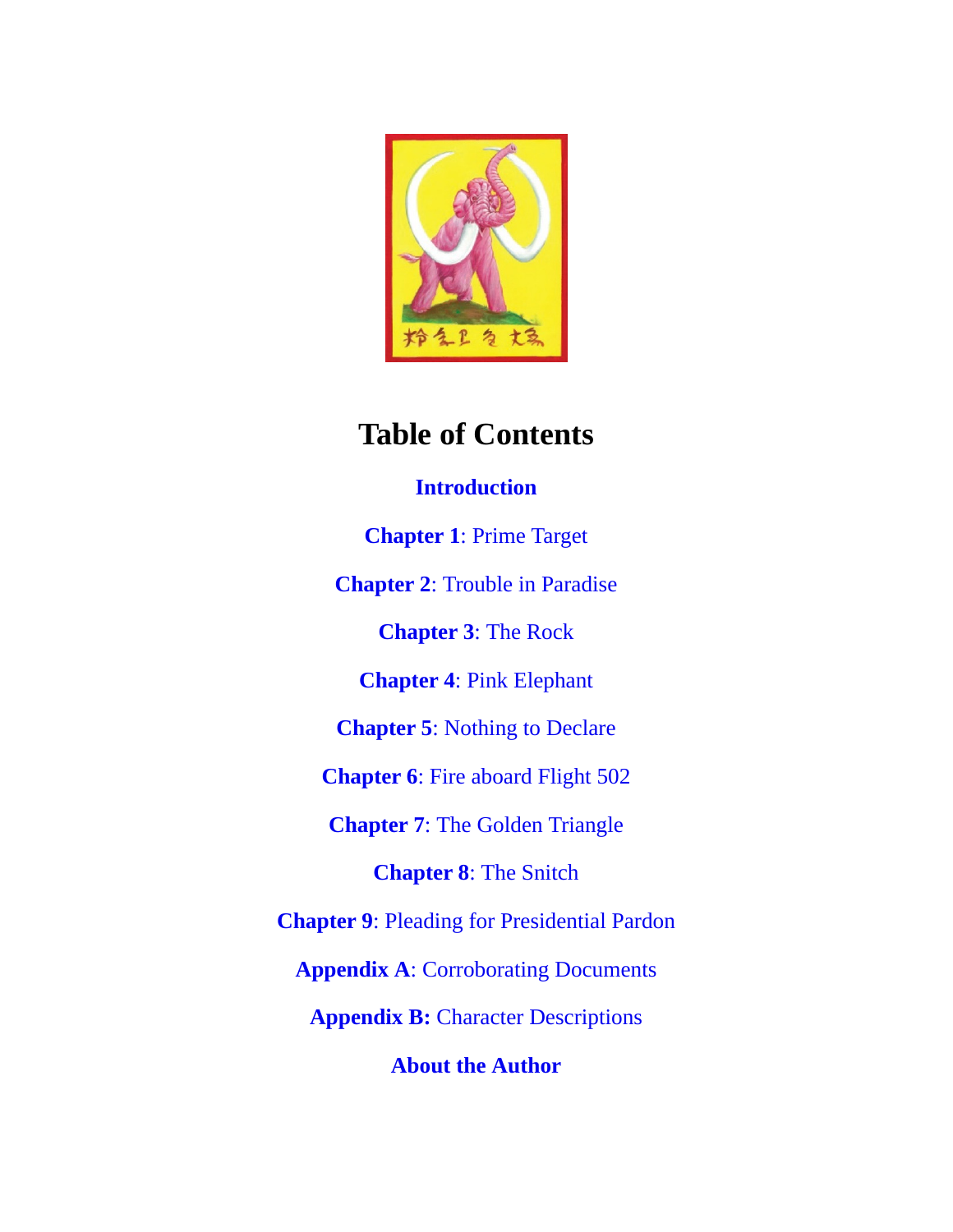# Table of Contents

**Introduction**

**Chapter 1**: Prime Target

**Chapter 2**: Trouble in Paradise

**Chapter 3**: The Rock

**Chapter 4**: Pink Elephant

**Chapter 5**: Nothing to Declare

**Chapter 6**: Fire aboard Flight 502

**Chapter 7**: The Golden Triangle

**Chapter 8**: The Snitch

**Chapter 9**: Pleading for Presidential Pardon

**Appendix A**: Corroborating Documents

**Appendix B:** Character Descriptions

**About the Author**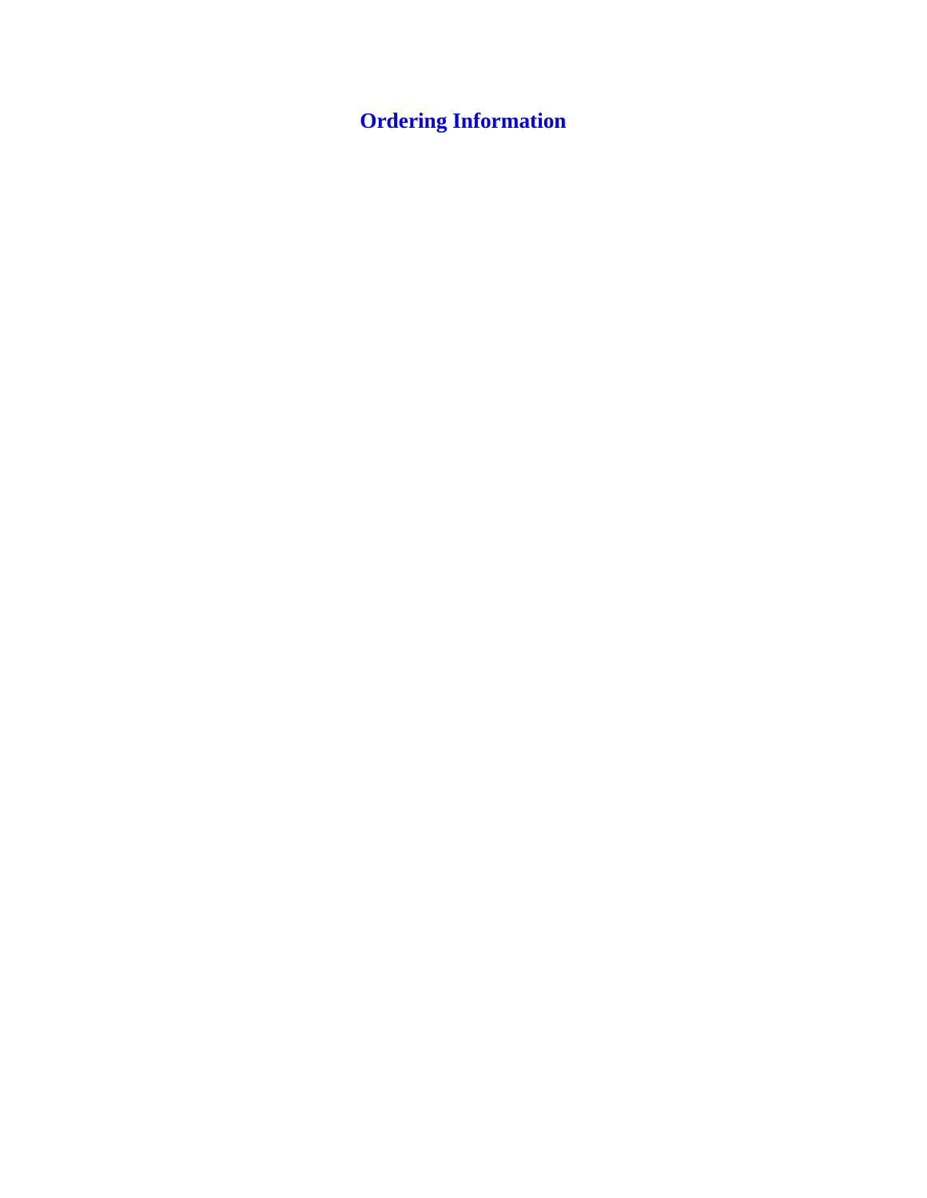# Ordering Information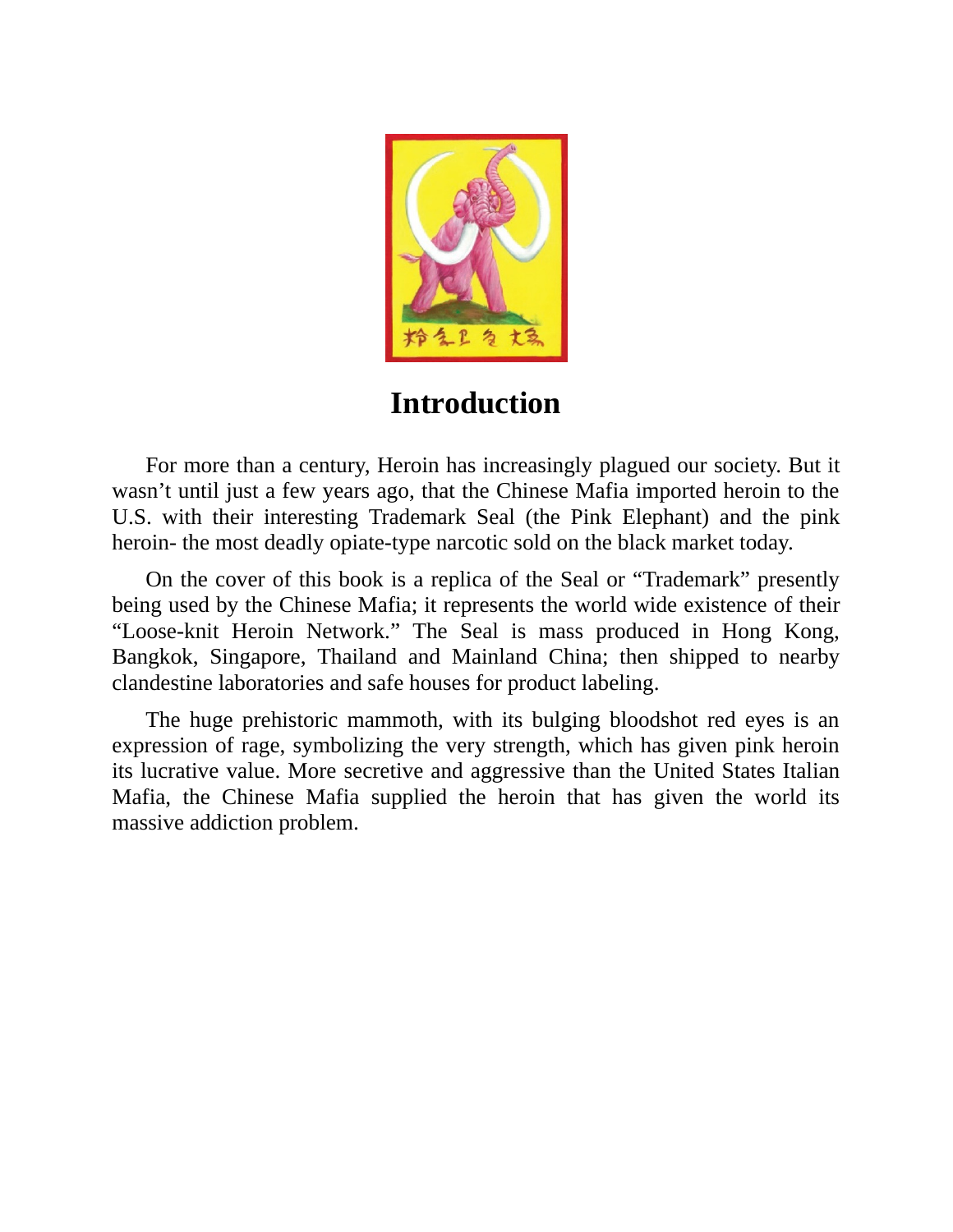# Introduction

For more than a century, Heroin has increasingly plagued our society. But it wasn't until just a few years ago, that the Chinese Mafia imported heroin to the U.S. with their interesting Trademark Seal (the Pink Elephant) and the pink heroin- the most deadly opiate-type narcotic sold on the black market today.

On the cover of this book is a replica of the Seal or "Trademark" presently being used by the Chinese Mafia; it represents the world wide existence of their "Loose-knit Heroin Network." The Seal is mass produced in Hong Kong, Bangkok, Singapore, Thailand and Mainland China; then shipped to nearby clandestine laboratories and safe houses for product labeling.

The huge prehistoric mammoth, with its bulging bloodshot red eyes is an expression of rage, symbolizing the very strength, which has given pink heroin its lucrative value. More secretive and aggressive than the United States Italian Mafia, the Chinese Mafia supplied the heroin that has given the world its massive addiction problem.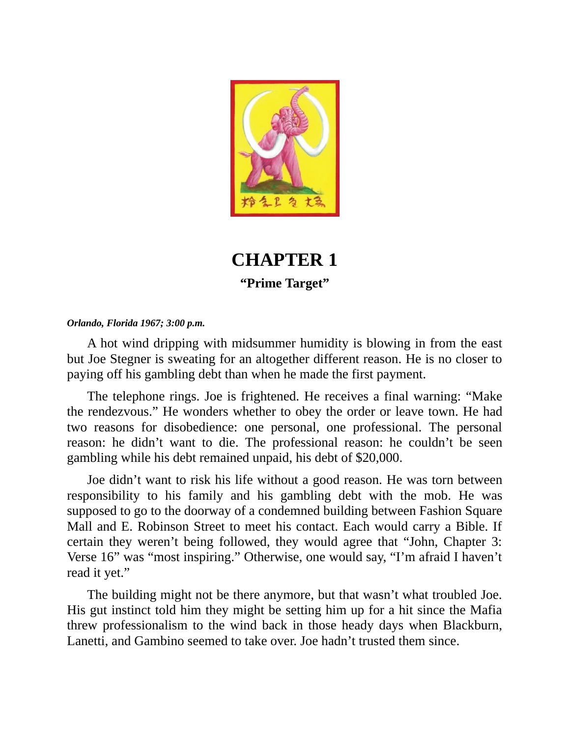# CHAPTER 1

**"Prime Target"**

***Orlando, Florida 1967; 3:00 p.m.***

A hot wind dripping with midsummer humidity is blowing in from the east but Joe Stegner is sweating for an altogether different reason. He is no closer to paying off his gambling debt than when he made the first payment.

The telephone rings. Joe is frightened. He receives a final warning: "Make the rendezvous." He wonders whether to obey the order or leave town. He had two reasons for disobedience: one personal, one professional. The personal reason: he didn't want to die. The professional reason: he couldn't be seen gambling while his debt remained unpaid, his debt of $20,000.

Joe didn't want to risk his life without a good reason. He was torn between responsibility to his family and his gambling debt with the mob. He was supposed to go to the doorway of a condemned building between Fashion Square Mall and E. Robinson Street to meet his contact. Each would carry a Bible. If certain they weren't being followed, they would agree that "John, Chapter 3: Verse 16" was "most inspiring." Otherwise, one would say, "I'm afraid I haven't read it yet."

The building might not be there anymore, but that wasn't what troubled Joe. His gut instinct told him they might be setting him up for a hit since the Mafia threw professionalism to the wind back in those heady days when Blackburn, Lanetti, and Gambino seemed to take over. Joe hadn't trusted them since.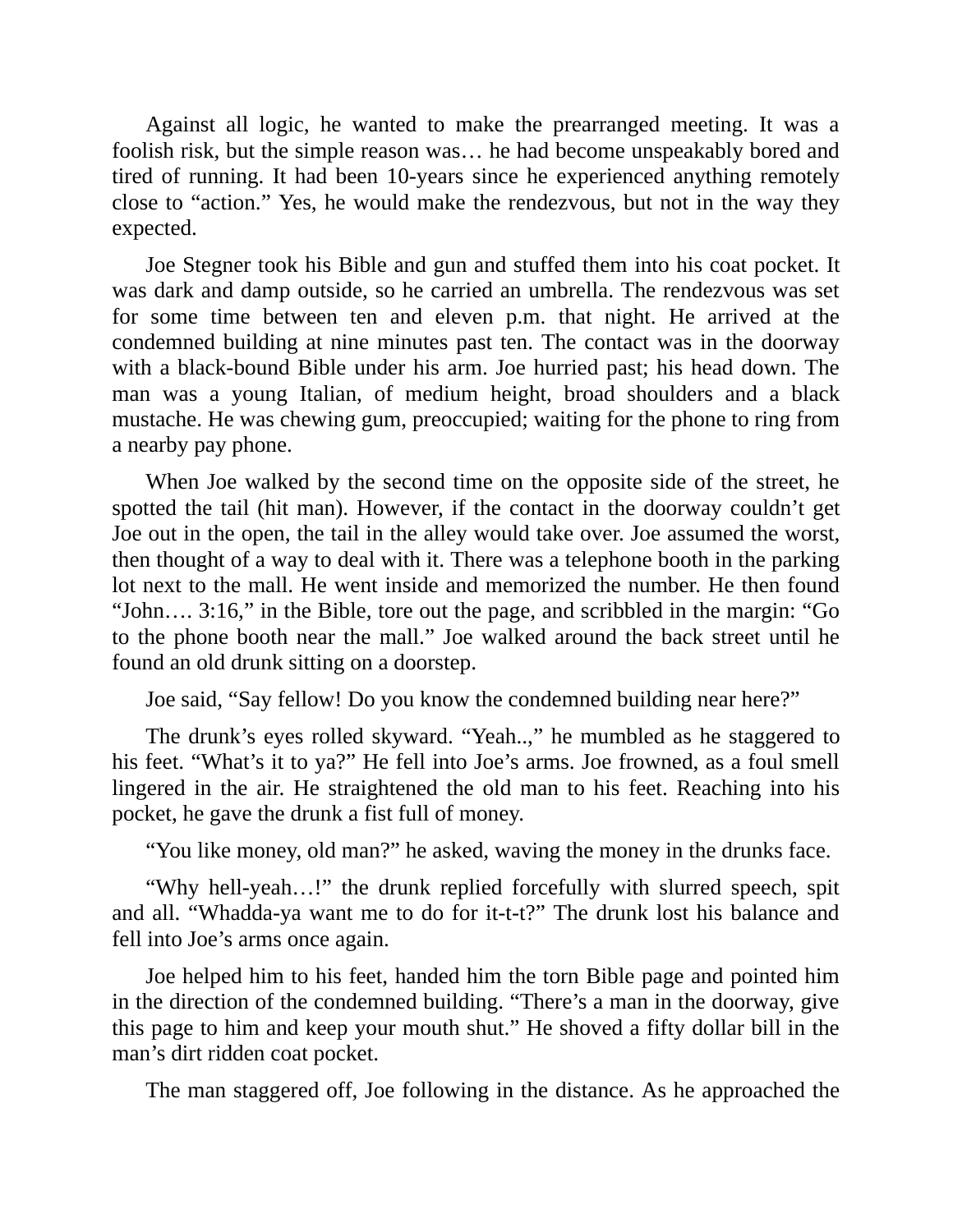Against all logic, he wanted to make the prearranged meeting. It was a foolish risk, but the simple reason was… he had become unspeakably bored and tired of running. It had been 10-years since he experienced anything remotely close to "action." Yes, he would make the rendezvous, but not in the way they expected.

Joe Stegner took his Bible and gun and stuffed them into his coat pocket. It was dark and damp outside, so he carried an umbrella. The rendezvous was set for some time between ten and eleven p.m. that night. He arrived at the condemned building at nine minutes past ten. The contact was in the doorway with a black-bound Bible under his arm. Joe hurried past; his head down. The man was a young Italian, of medium height, broad shoulders and a black mustache. He was chewing gum, preoccupied; waiting for the phone to ring from a nearby pay phone.

When Joe walked by the second time on the opposite side of the street, he spotted the tail (hit man). However, if the contact in the doorway couldn't get Joe out in the open, the tail in the alley would take over. Joe assumed the worst, then thought of a way to deal with it. There was a telephone booth in the parking lot next to the mall. He went inside and memorized the number. He then found "John…. 3:16," in the Bible, tore out the page, and scribbled in the margin: "Go to the phone booth near the mall." Joe walked around the back street until he found an old drunk sitting on a doorstep.

Joe said, "Say fellow! Do you know the condemned building near here?"

The drunk's eyes rolled skyward. "Yeah..," he mumbled as he staggered to his feet. "What's it to ya?" He fell into Joe's arms. Joe frowned, as a foul smell lingered in the air. He straightened the old man to his feet. Reaching into his pocket, he gave the drunk a fist full of money.

"You like money, old man?" he asked, waving the money in the drunks face.

"Why hell-yeah…!" the drunk replied forcefully with slurred speech, spit and all. "Whadda-ya want me to do for it-t-t?" The drunk lost his balance and fell into Joe's arms once again.

Joe helped him to his feet, handed him the torn Bible page and pointed him in the direction of the condemned building. "There's a man in the doorway, give this page to him and keep your mouth shut." He shoved a fifty dollar bill in the man's dirt ridden coat pocket.

The man staggered off, Joe following in the distance. As he approached the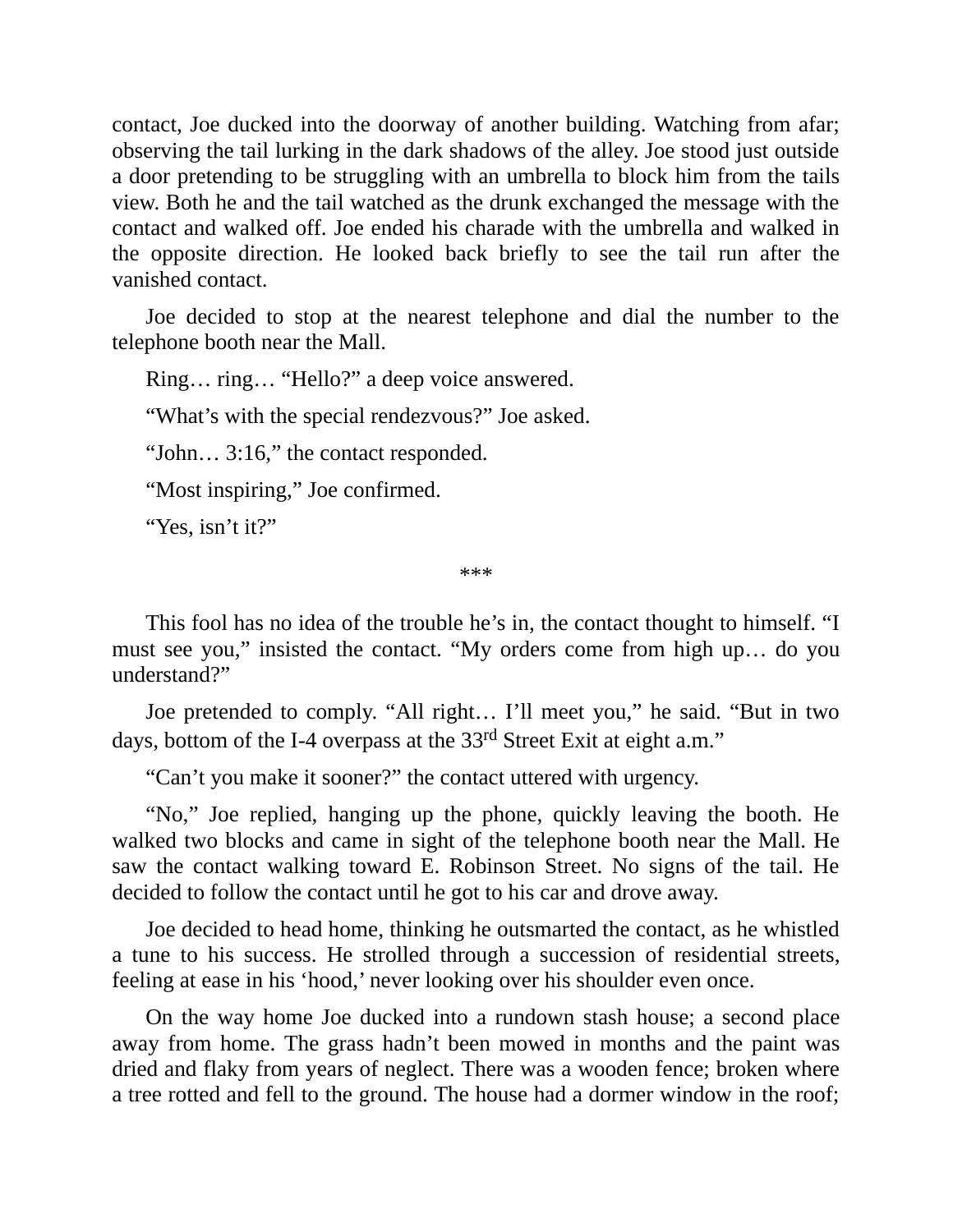contact, Joe ducked into the doorway of another building. Watching from afar; observing the tail lurking in the dark shadows of the alley. Joe stood just outside a door pretending to be struggling with an umbrella to block him from the tails view. Both he and the tail watched as the drunk exchanged the message with the contact and walked off. Joe ended his charade with the umbrella and walked in the opposite direction. He looked back briefly to see the tail run after the vanished contact.

Joe decided to stop at the nearest telephone and dial the number to the telephone booth near the Mall.

Ring… ring… “Hello?” a deep voice answered.

“What’s with the special rendezvous?” Joe asked.

“John… 3:16,” the contact responded.

“Most inspiring,” Joe confirmed.

“Yes, isn’t it?”

***

This fool has no idea of the trouble he’s in, the contact thought to himself. “I must see you,” insisted the contact. “My orders come from high up… do you understand?”

Joe pretended to comply. “All right… I’ll meet you,” he said. “But in two days, bottom of the I-4 overpass at the 33rd Street Exit at eight a.m.”

“Can’t you make it sooner?” the contact uttered with urgency.

“No,” Joe replied, hanging up the phone, quickly leaving the booth. He walked two blocks and came in sight of the telephone booth near the Mall. He saw the contact walking toward E. Robinson Street. No signs of the tail. He decided to follow the contact until he got to his car and drove away.

Joe decided to head home, thinking he outsmarted the contact, as he whistled a tune to his success. He strolled through a succession of residential streets, feeling at ease in his ‘hood,’ never looking over his shoulder even once.

On the way home Joe ducked into a rundown stash house; a second place away from home. The grass hadn’t been mowed in months and the paint was dried and flaky from years of neglect. There was a wooden fence; broken where a tree rotted and fell to the ground. The house had a dormer window in the roof;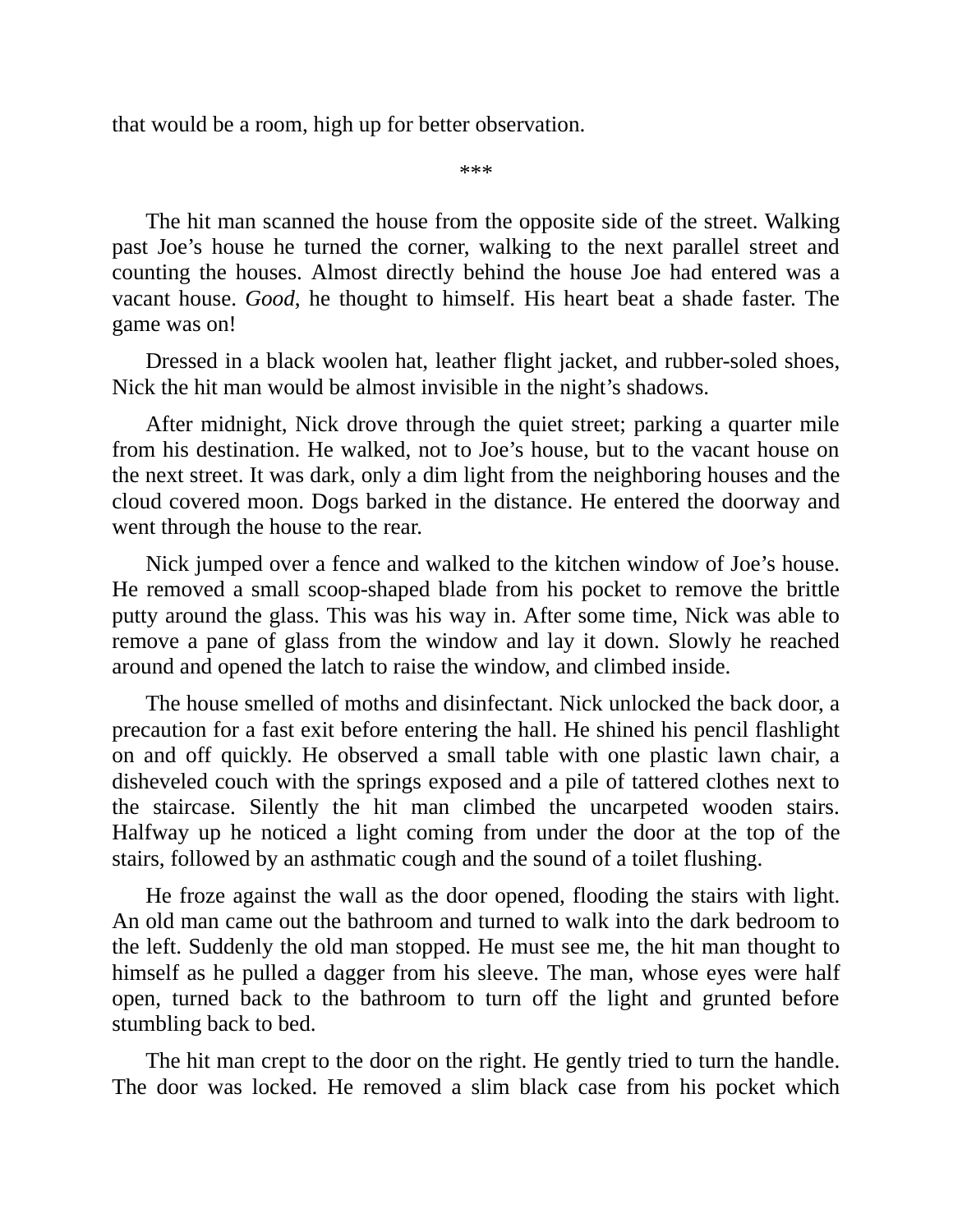that would be a room, high up for better observation.

***

The hit man scanned the house from the opposite side of the street. Walking past Joe's house he turned the corner, walking to the next parallel street and counting the houses. Almost directly behind the house Joe had entered was a vacant house. *Good*, he thought to himself. His heart beat a shade faster. The game was on!

Dressed in a black woolen hat, leather flight jacket, and rubber-soled shoes, Nick the hit man would be almost invisible in the night's shadows.

After midnight, Nick drove through the quiet street; parking a quarter mile from his destination. He walked, not to Joe's house, but to the vacant house on the next street. It was dark, only a dim light from the neighboring houses and the cloud covered moon. Dogs barked in the distance. He entered the doorway and went through the house to the rear.

Nick jumped over a fence and walked to the kitchen window of Joe's house. He removed a small scoop-shaped blade from his pocket to remove the brittle putty around the glass. This was his way in. After some time, Nick was able to remove a pane of glass from the window and lay it down. Slowly he reached around and opened the latch to raise the window, and climbed inside.

The house smelled of moths and disinfectant. Nick unlocked the back door, a precaution for a fast exit before entering the hall. He shined his pencil flashlight on and off quickly. He observed a small table with one plastic lawn chair, a disheveled couch with the springs exposed and a pile of tattered clothes next to the staircase. Silently the hit man climbed the uncarpeted wooden stairs. Halfway up he noticed a light coming from under the door at the top of the stairs, followed by an asthmatic cough and the sound of a toilet flushing.

He froze against the wall as the door opened, flooding the stairs with light. An old man came out the bathroom and turned to walk into the dark bedroom to the left. Suddenly the old man stopped. He must see me, the hit man thought to himself as he pulled a dagger from his sleeve. The man, whose eyes were half open, turned back to the bathroom to turn off the light and grunted before stumbling back to bed.

The hit man crept to the door on the right. He gently tried to turn the handle. The door was locked. He removed a slim black case from his pocket which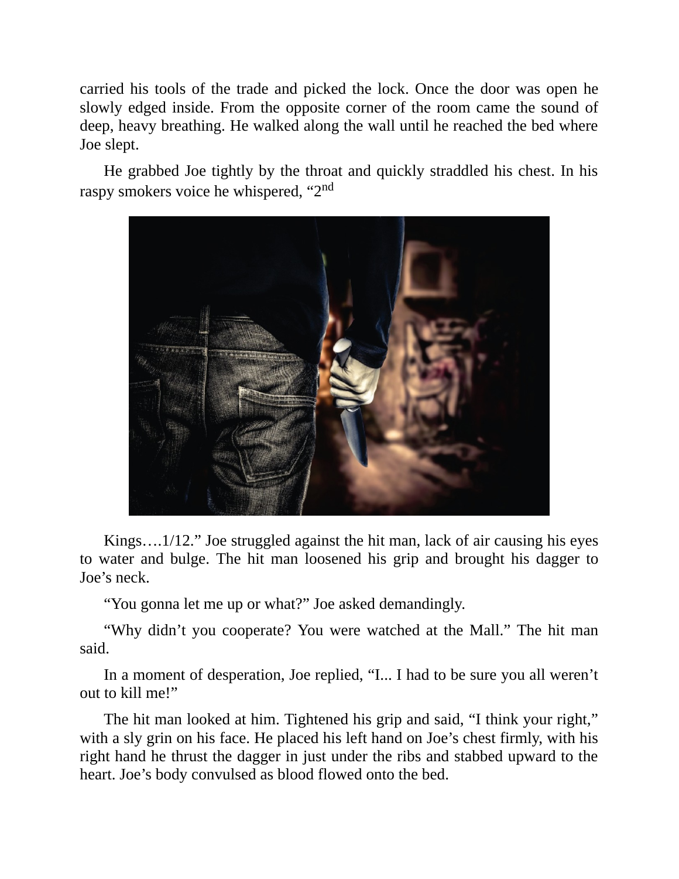carried his tools of the trade and picked the lock. Once the door was open he slowly edged inside. From the opposite corner of the room came the sound of deep, heavy breathing. He walked along the wall until he reached the bed where Joe slept.

He grabbed Joe tightly by the throat and quickly straddled his chest. In his raspy smokers voice he whispered, "2nd Kings….1/12." Joe struggled against the hit man, lack of air causing his eyes to water and bulge. The hit man loosened his grip and brought his dagger to Joe's neck.

"You gonna let me up or what?" Joe asked demandingly.

"Why didn't you cooperate? You were watched at the Mall." The hit man said.

In a moment of desperation, Joe replied, "I... I had to be sure you all weren't out to kill me!"

The hit man looked at him. Tightened his grip and said, "I think your right," with a sly grin on his face. He placed his left hand on Joe's chest firmly, with his right hand he thrust the dagger in just under the ribs and stabbed upward to the heart. Joe's body convulsed as blood flowed onto the bed.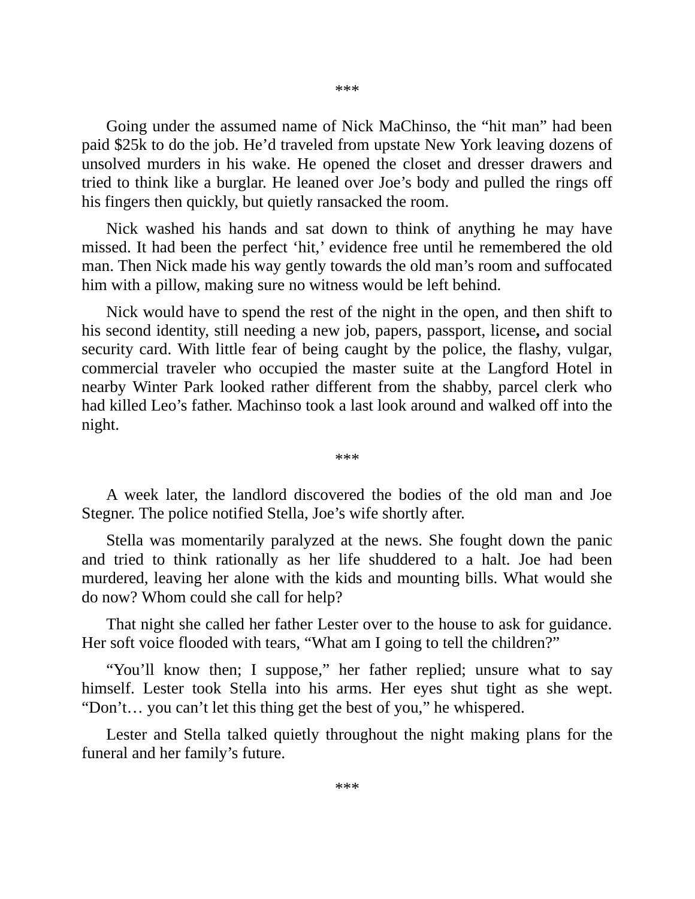\*\*\*

Going under the assumed name of Nick MaChinso, the “hit man” had been paid $25k to do the job. He’d traveled from upstate New York leaving dozens of unsolved murders in his wake. He opened the closet and dresser drawers and tried to think like a burglar. He leaned over Joe’s body and pulled the rings off his fingers then quickly, but quietly ransacked the room.

Nick washed his hands and sat down to think of anything he may have missed. It had been the perfect ‘hit,’ evidence free until he remembered the old man. Then Nick made his way gently towards the old man’s room and suffocated him with a pillow, making sure no witness would be left behind.

Nick would have to spend the rest of the night in the open, and then shift to his second identity, still needing a new job, papers, passport, license**,** and social security card. With little fear of being caught by the police, the flashy, vulgar, commercial traveler who occupied the master suite at the Langford Hotel in nearby Winter Park looked rather different from the shabby, parcel clerk who had killed Leo’s father. Machinso took a last look around and walked off into the night.

\*\*\*

A week later, the landlord discovered the bodies of the old man and Joe Stegner. The police notified Stella, Joe’s wife shortly after.

Stella was momentarily paralyzed at the news. She fought down the panic and tried to think rationally as her life shuddered to a halt. Joe had been murdered, leaving her alone with the kids and mounting bills. What would she do now? Whom could she call for help?

That night she called her father Lester over to the house to ask for guidance. Her soft voice flooded with tears, “What am I going to tell the children?”

“You’ll know then; I suppose,” her father replied; unsure what to say himself. Lester took Stella into his arms. Her eyes shut tight as she wept. “Don’t… you can’t let this thing get the best of you,” he whispered.

Lester and Stella talked quietly throughout the night making plans for the funeral and her family’s future.

\*\*\*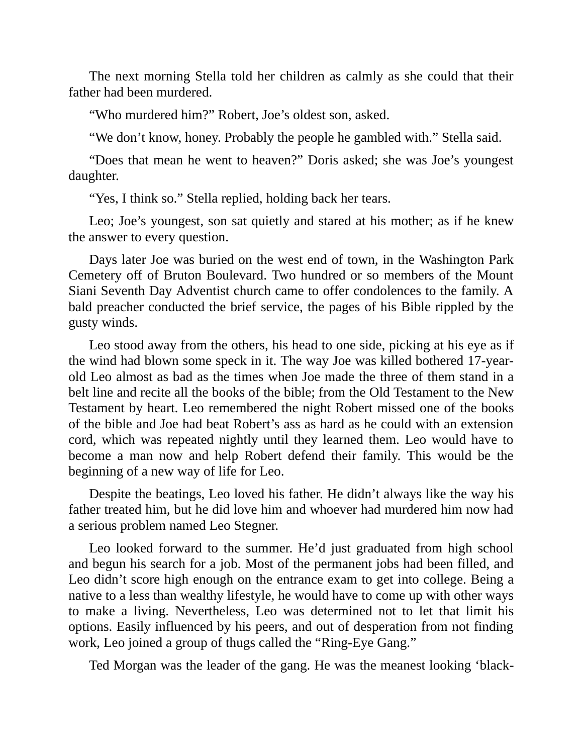The next morning Stella told her children as calmly as she could that their father had been murdered.

"Who murdered him?" Robert, Joe's oldest son, asked.

"We don't know, honey. Probably the people he gambled with." Stella said.

"Does that mean he went to heaven?" Doris asked; she was Joe's youngest daughter.

"Yes, I think so." Stella replied, holding back her tears.

Leo; Joe's youngest, son sat quietly and stared at his mother; as if he knew the answer to every question.

Days later Joe was buried on the west end of town, in the Washington Park Cemetery off of Bruton Boulevard. Two hundred or so members of the Mount Siani Seventh Day Adventist church came to offer condolences to the family. A bald preacher conducted the brief service, the pages of his Bible rippled by the gusty winds.

Leo stood away from the others, his head to one side, picking at his eye as if the wind had blown some speck in it. The way Joe was killed bothered 17-year-old Leo almost as bad as the times when Joe made the three of them stand in a belt line and recite all the books of the bible; from the Old Testament to the New Testament by heart. Leo remembered the night Robert missed one of the books of the bible and Joe had beat Robert's ass as hard as he could with an extension cord, which was repeated nightly until they learned them. Leo would have to become a man now and help Robert defend their family. This would be the beginning of a new way of life for Leo.

Despite the beatings, Leo loved his father. He didn't always like the way his father treated him, but he did love him and whoever had murdered him now had a serious problem named Leo Stegner.

Leo looked forward to the summer. He'd just graduated from high school and begun his search for a job. Most of the permanent jobs had been filled, and Leo didn't score high enough on the entrance exam to get into college. Being a native to a less than wealthy lifestyle, he would have to come up with other ways to make a living. Nevertheless, Leo was determined not to let that limit his options. Easily influenced by his peers, and out of desperation from not finding work, Leo joined a group of thugs called the "Ring-Eye Gang."

Ted Morgan was the leader of the gang. He was the meanest looking 'black-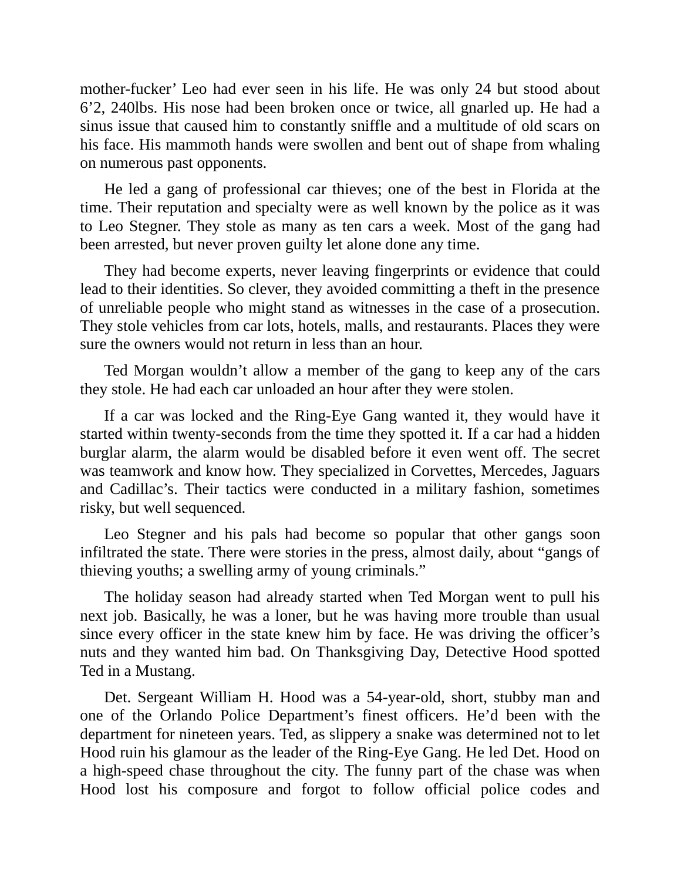mother-fucker' Leo had ever seen in his life. He was only 24 but stood about 6'2, 240lbs. His nose had been broken once or twice, all gnarled up. He had a sinus issue that caused him to constantly sniffle and a multitude of old scars on his face. His mammoth hands were swollen and bent out of shape from whaling on numerous past opponents.

He led a gang of professional car thieves; one of the best in Florida at the time. Their reputation and specialty were as well known by the police as it was to Leo Stegner. They stole as many as ten cars a week. Most of the gang had been arrested, but never proven guilty let alone done any time.

They had become experts, never leaving fingerprints or evidence that could lead to their identities. So clever, they avoided committing a theft in the presence of unreliable people who might stand as witnesses in the case of a prosecution. They stole vehicles from car lots, hotels, malls, and restaurants. Places they were sure the owners would not return in less than an hour.

Ted Morgan wouldn't allow a member of the gang to keep any of the cars they stole. He had each car unloaded an hour after they were stolen.

If a car was locked and the Ring-Eye Gang wanted it, they would have it started within twenty-seconds from the time they spotted it. If a car had a hidden burglar alarm, the alarm would be disabled before it even went off. The secret was teamwork and know how. They specialized in Corvettes, Mercedes, Jaguars and Cadillac's. Their tactics were conducted in a military fashion, sometimes risky, but well sequenced.

Leo Stegner and his pals had become so popular that other gangs soon infiltrated the state. There were stories in the press, almost daily, about "gangs of thieving youths; a swelling army of young criminals."

The holiday season had already started when Ted Morgan went to pull his next job. Basically, he was a loner, but he was having more trouble than usual since every officer in the state knew him by face. He was driving the officer's nuts and they wanted him bad. On Thanksgiving Day, Detective Hood spotted Ted in a Mustang.

Det. Sergeant William H. Hood was a 54-year-old, short, stubby man and one of the Orlando Police Department's finest officers. He'd been with the department for nineteen years. Ted, as slippery a snake was determined not to let Hood ruin his glamour as the leader of the Ring-Eye Gang. He led Det. Hood on a high-speed chase throughout the city. The funny part of the chase was when Hood lost his composure and forgot to follow official police codes and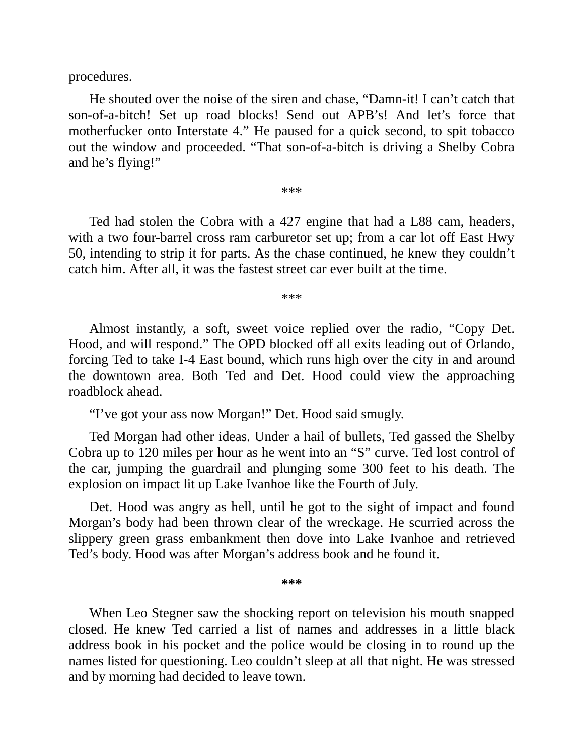procedures.

He shouted over the noise of the siren and chase, “Damn-it! I can’t catch that son-of-a-bitch! Set up road blocks! Send out APB’s! And let’s force that motherfucker onto Interstate 4.” He paused for a quick second, to spit tobacco out the window and proceeded. “That son-of-a-bitch is driving a Shelby Cobra and he’s flying!”

***

Ted had stolen the Cobra with a 427 engine that had a L88 cam, headers, with a two four-barrel cross ram carburetor set up; from a car lot off East Hwy 50, intending to strip it for parts. As the chase continued, he knew they couldn’t catch him. After all, it was the fastest street car ever built at the time.

***

Almost instantly, a soft, sweet voice replied over the radio, “Copy Det. Hood, and will respond.” The OPD blocked off all exits leading out of Orlando, forcing Ted to take I-4 East bound, which runs high over the city in and around the downtown area. Both Ted and Det. Hood could view the approaching roadblock ahead.

“I’ve got your ass now Morgan!” Det. Hood said smugly.

Ted Morgan had other ideas. Under a hail of bullets, Ted gassed the Shelby Cobra up to 120 miles per hour as he went into an “S” curve. Ted lost control of the car, jumping the guardrail and plunging some 300 feet to his death. The explosion on impact lit up Lake Ivanhoe like the Fourth of July.

Det. Hood was angry as hell, until he got to the sight of impact and found Morgan’s body had been thrown clear of the wreckage. He scurried across the slippery green grass embankment then dove into Lake Ivanhoe and retrieved Ted’s body. Hood was after Morgan’s address book and he found it.

**\*\*\***

When Leo Stegner saw the shocking report on television his mouth snapped closed. He knew Ted carried a list of names and addresses in a little black address book in his pocket and the police would be closing in to round up the names listed for questioning. Leo couldn’t sleep at all that night. He was stressed and by morning had decided to leave town.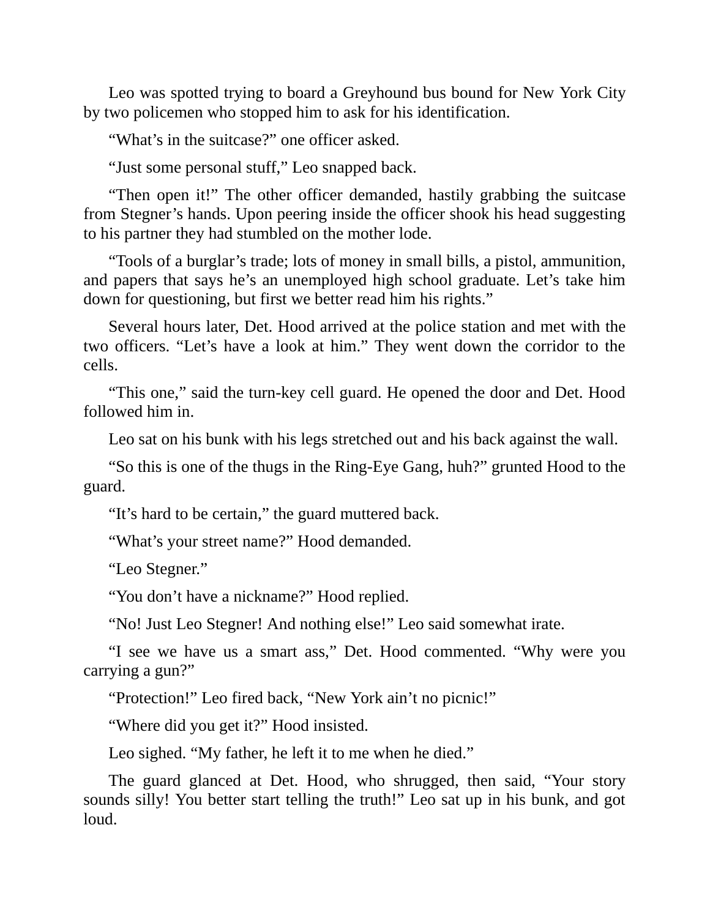Leo was spotted trying to board a Greyhound bus bound for New York City by two policemen who stopped him to ask for his identification.

"What's in the suitcase?" one officer asked.

"Just some personal stuff," Leo snapped back.

"Then open it!" The other officer demanded, hastily grabbing the suitcase from Stegner's hands. Upon peering inside the officer shook his head suggesting to his partner they had stumbled on the mother lode.

"Tools of a burglar's trade; lots of money in small bills, a pistol, ammunition, and papers that says he's an unemployed high school graduate. Let's take him down for questioning, but first we better read him his rights."

Several hours later, Det. Hood arrived at the police station and met with the two officers. "Let's have a look at him." They went down the corridor to the cells.

"This one," said the turn-key cell guard. He opened the door and Det. Hood followed him in.

Leo sat on his bunk with his legs stretched out and his back against the wall.

"So this is one of the thugs in the Ring-Eye Gang, huh?" grunted Hood to the guard.

"It's hard to be certain," the guard muttered back.

"What's your street name?" Hood demanded.

"Leo Stegner."

"You don't have a nickname?" Hood replied.

"No! Just Leo Stegner! And nothing else!" Leo said somewhat irate.

"I see we have us a smart ass," Det. Hood commented. "Why were you carrying a gun?"

"Protection!" Leo fired back, "New York ain't no picnic!"

"Where did you get it?" Hood insisted.

Leo sighed. "My father, he left it to me when he died."

The guard glanced at Det. Hood, who shrugged, then said, "Your story sounds silly! You better start telling the truth!" Leo sat up in his bunk, and got loud.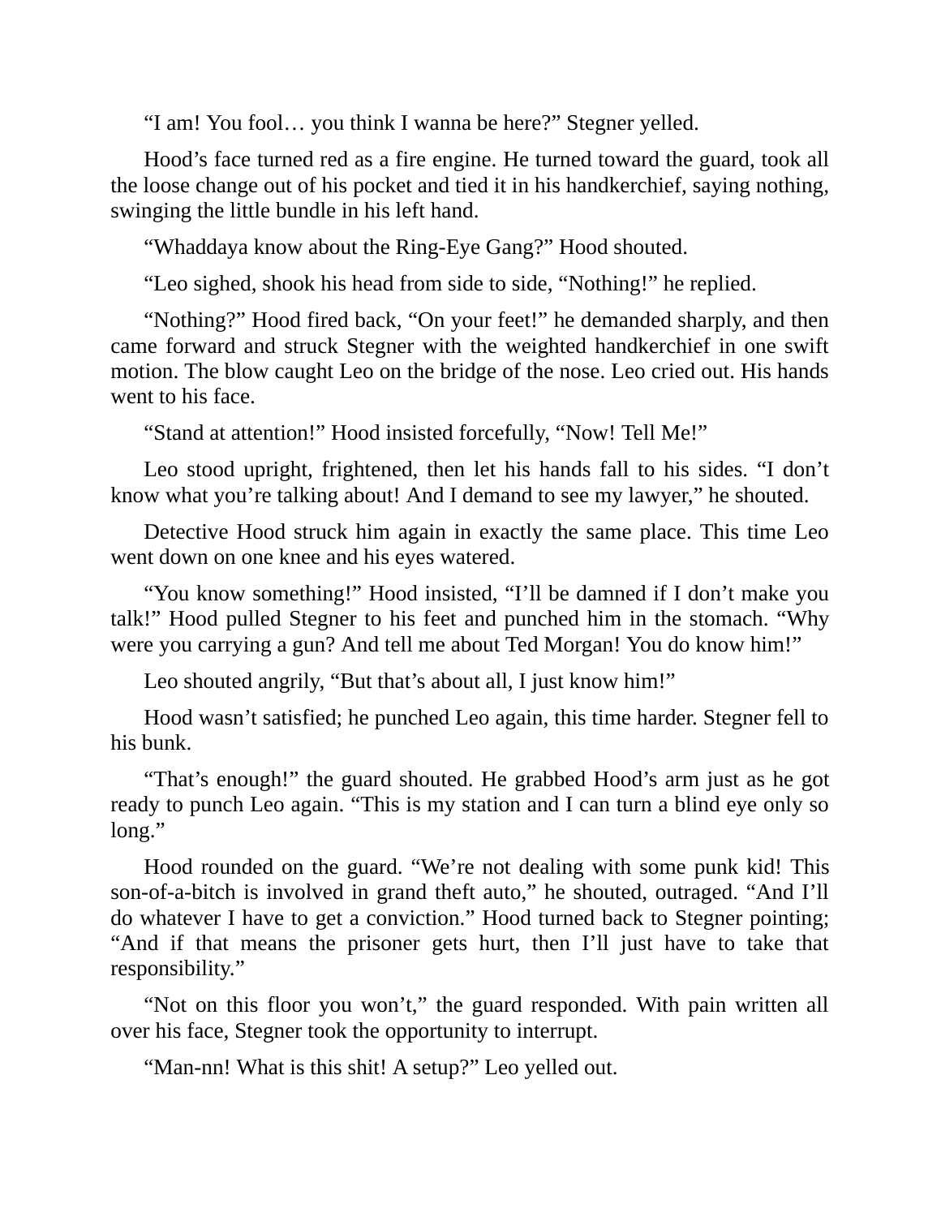“I am! You fool… you think I wanna be here?” Stegner yelled.

Hood’s face turned red as a fire engine. He turned toward the guard, took all the loose change out of his pocket and tied it in his handkerchief, saying nothing, swinging the little bundle in his left hand.

“Whaddaya know about the Ring-Eye Gang?” Hood shouted.

“Leo sighed, shook his head from side to side, “Nothing!” he replied.

“Nothing?” Hood fired back, “On your feet!” he demanded sharply, and then came forward and struck Stegner with the weighted handkerchief in one swift motion. The blow caught Leo on the bridge of the nose. Leo cried out. His hands went to his face.

“Stand at attention!” Hood insisted forcefully, “Now! Tell Me!”

Leo stood upright, frightened, then let his hands fall to his sides. “I don’t know what you’re talking about! And I demand to see my lawyer,” he shouted.

Detective Hood struck him again in exactly the same place. This time Leo went down on one knee and his eyes watered.

“You know something!” Hood insisted, “I’ll be damned if I don’t make you talk!” Hood pulled Stegner to his feet and punched him in the stomach. “Why were you carrying a gun? And tell me about Ted Morgan! You do know him!”

Leo shouted angrily, “But that’s about all, I just know him!”

Hood wasn’t satisfied; he punched Leo again, this time harder. Stegner fell to his bunk.

“That’s enough!” the guard shouted. He grabbed Hood’s arm just as he got ready to punch Leo again. “This is my station and I can turn a blind eye only so long.”

Hood rounded on the guard. “We’re not dealing with some punk kid! This son-of-a-bitch is involved in grand theft auto,” he shouted, outraged. “And I’ll do whatever I have to get a conviction.” Hood turned back to Stegner pointing; “And if that means the prisoner gets hurt, then I’ll just have to take that responsibility.”

“Not on this floor you won’t,” the guard responded. With pain written all over his face, Stegner took the opportunity to interrupt.

“Man-nn! What is this shit! A setup?” Leo yelled out.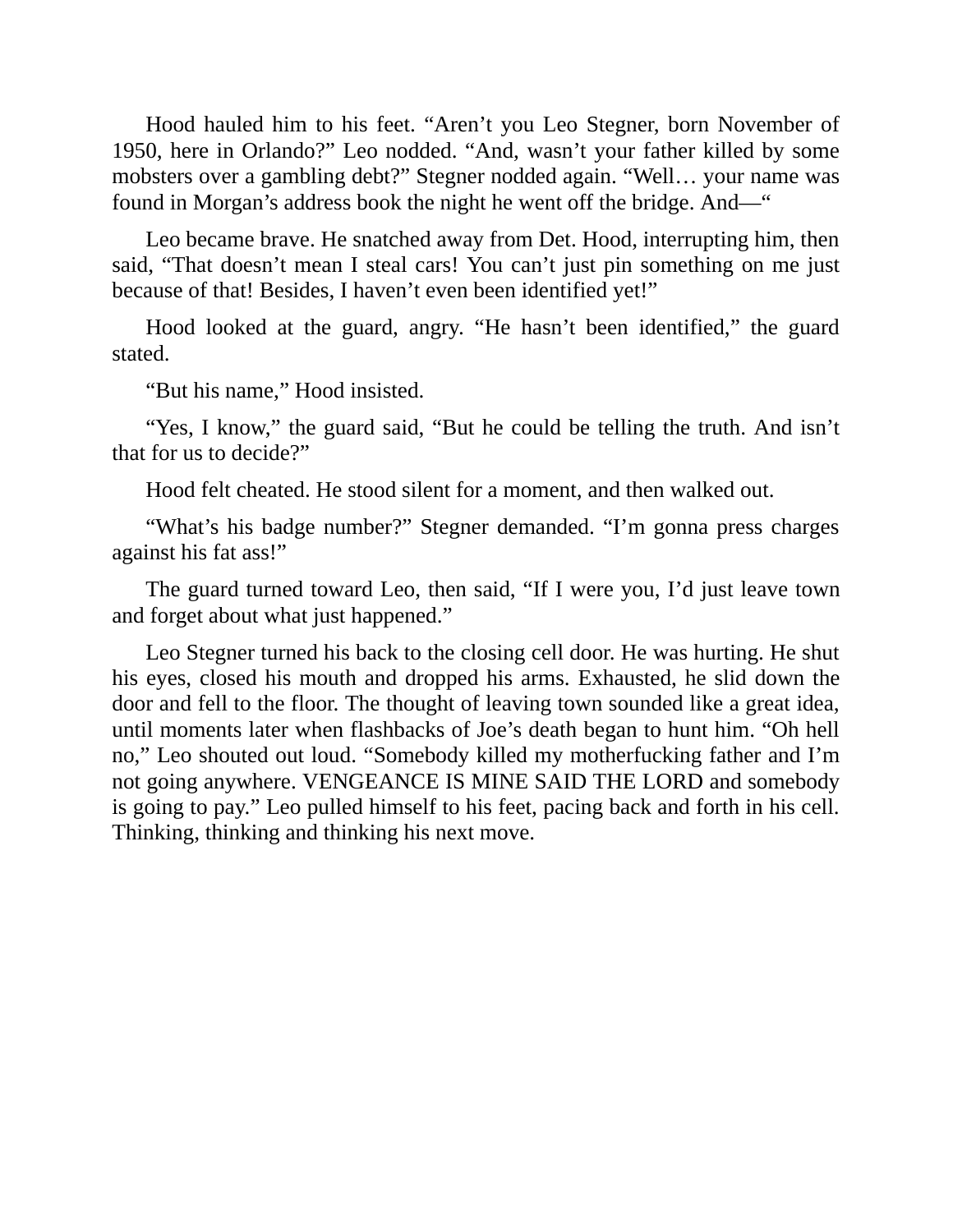Hood hauled him to his feet. “Aren’t you Leo Stegner, born November of 1950, here in Orlando?” Leo nodded. “And, wasn’t your father killed by some mobsters over a gambling debt?” Stegner nodded again. “Well… your name was found in Morgan’s address book the night he went off the bridge. And—“

Leo became brave. He snatched away from Det. Hood, interrupting him, then said, “That doesn’t mean I steal cars! You can’t just pin something on me just because of that! Besides, I haven’t even been identified yet!”

Hood looked at the guard, angry. “He hasn’t been identified,” the guard stated.

“But his name,” Hood insisted.

“Yes, I know,” the guard said, “But he could be telling the truth. And isn’t that for us to decide?”

Hood felt cheated. He stood silent for a moment, and then walked out.

“What’s his badge number?” Stegner demanded. “I’m gonna press charges against his fat ass!”

The guard turned toward Leo, then said, “If I were you, I’d just leave town and forget about what just happened.”

Leo Stegner turned his back to the closing cell door. He was hurting. He shut his eyes, closed his mouth and dropped his arms. Exhausted, he slid down the door and fell to the floor. The thought of leaving town sounded like a great idea, until moments later when flashbacks of Joe’s death began to hunt him. “Oh hell no,” Leo shouted out loud. “Somebody killed my motherfucking father and I’m not going anywhere. VENGEANCE IS MINE SAID THE LORD and somebody is going to pay.” Leo pulled himself to his feet, pacing back and forth in his cell. Thinking, thinking and thinking his next move.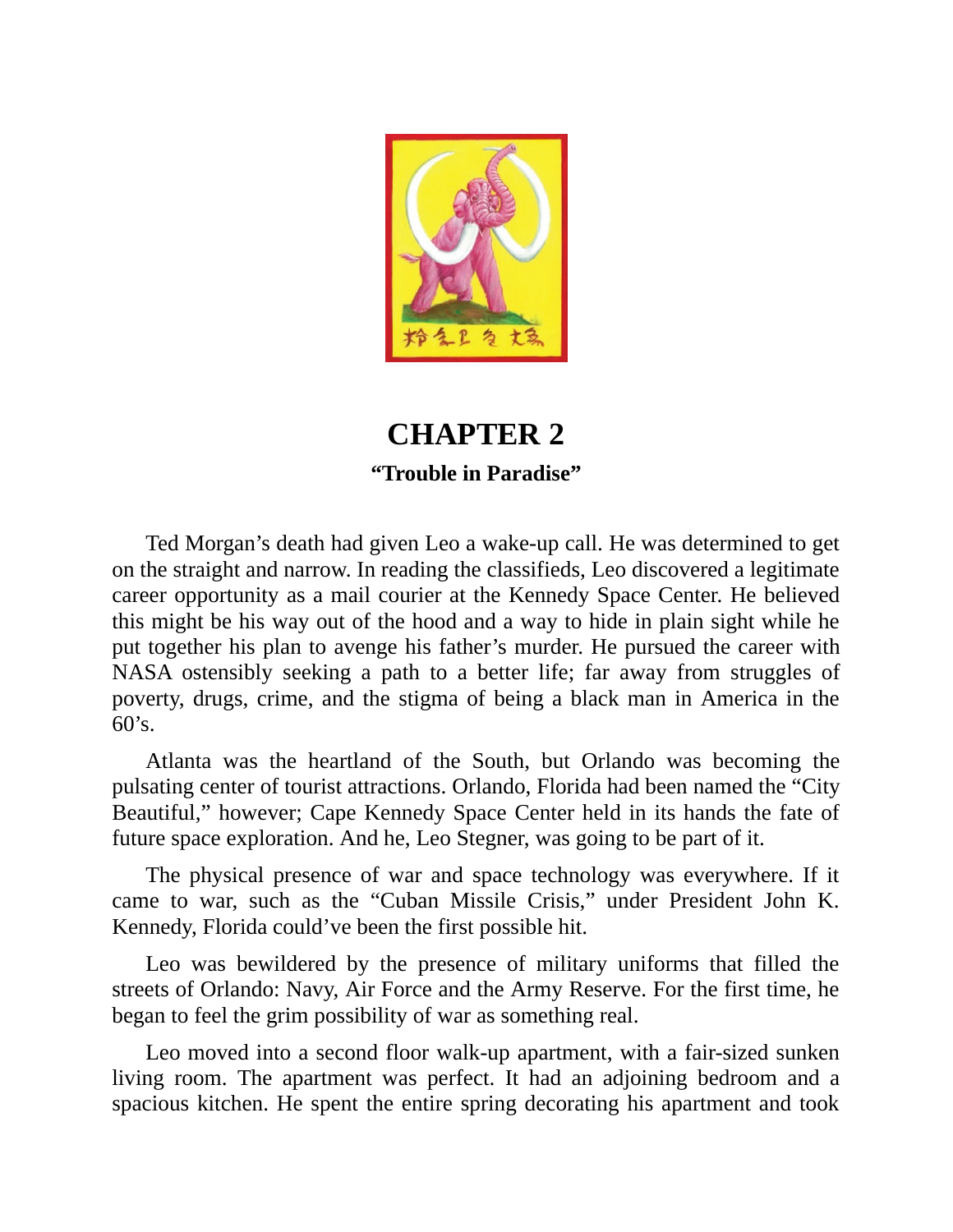# CHAPTER 2

**“Trouble in Paradise”**

Ted Morgan’s death had given Leo a wake-up call. He was determined to get on the straight and narrow. In reading the classifieds, Leo discovered a legitimate career opportunity as a mail courier at the Kennedy Space Center. He believed this might be his way out of the hood and a way to hide in plain sight while he put together his plan to avenge his father’s murder. He pursued the career with NASA ostensibly seeking a path to a better life; far away from struggles of poverty, drugs, crime, and the stigma of being a black man in America in the 60’s.

Atlanta was the heartland of the South, but Orlando was becoming the pulsating center of tourist attractions. Orlando, Florida had been named the “City Beautiful,” however; Cape Kennedy Space Center held in its hands the fate of future space exploration. And he, Leo Stegner, was going to be part of it.

The physical presence of war and space technology was everywhere. If it came to war, such as the “Cuban Missile Crisis,” under President John K. Kennedy, Florida could’ve been the first possible hit.

Leo was bewildered by the presence of military uniforms that filled the streets of Orlando: Navy, Air Force and the Army Reserve. For the first time, he began to feel the grim possibility of war as something real.

Leo moved into a second floor walk-up apartment, with a fair-sized sunken living room. The apartment was perfect. It had an adjoining bedroom and a spacious kitchen. He spent the entire spring decorating his apartment and took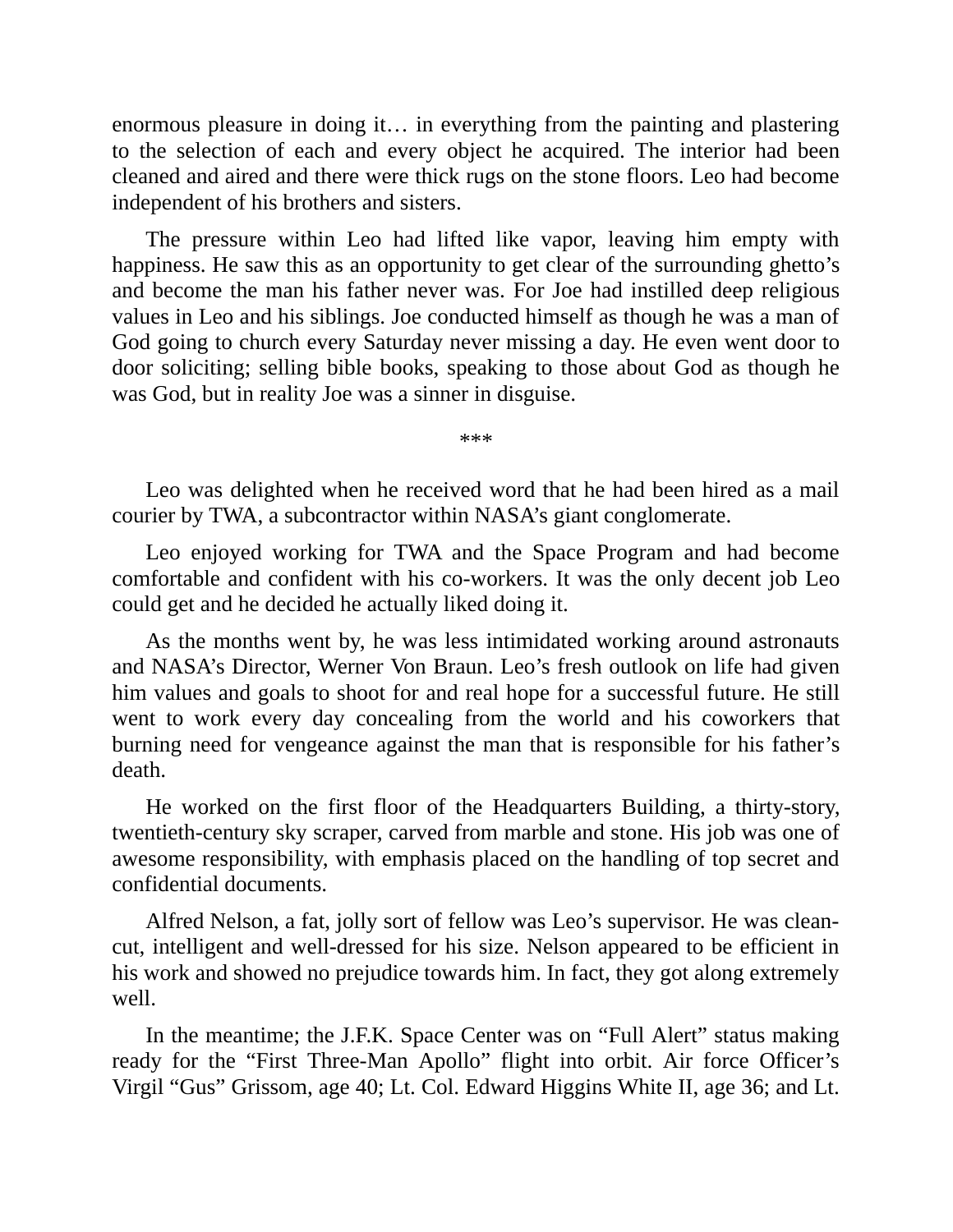enormous pleasure in doing it… in everything from the painting and plastering to the selection of each and every object he acquired. The interior had been cleaned and aired and there were thick rugs on the stone floors. Leo had become independent of his brothers and sisters.

The pressure within Leo had lifted like vapor, leaving him empty with happiness. He saw this as an opportunity to get clear of the surrounding ghetto's and become the man his father never was. For Joe had instilled deep religious values in Leo and his siblings. Joe conducted himself as though he was a man of God going to church every Saturday never missing a day. He even went door to door soliciting; selling bible books, speaking to those about God as though he was God, but in reality Joe was a sinner in disguise.

***

Leo was delighted when he received word that he had been hired as a mail courier by TWA, a subcontractor within NASA's giant conglomerate.

Leo enjoyed working for TWA and the Space Program and had become comfortable and confident with his co-workers. It was the only decent job Leo could get and he decided he actually liked doing it.

As the months went by, he was less intimidated working around astronauts and NASA's Director, Werner Von Braun. Leo's fresh outlook on life had given him values and goals to shoot for and real hope for a successful future. He still went to work every day concealing from the world and his coworkers that burning need for vengeance against the man that is responsible for his father's death.

He worked on the first floor of the Headquarters Building, a thirty-story, twentieth-century sky scraper, carved from marble and stone. His job was one of awesome responsibility, with emphasis placed on the handling of top secret and confidential documents.

Alfred Nelson, a fat, jolly sort of fellow was Leo's supervisor. He was clean-cut, intelligent and well-dressed for his size. Nelson appeared to be efficient in his work and showed no prejudice towards him. In fact, they got along extremely well.

In the meantime; the J.F.K. Space Center was on "Full Alert" status making ready for the "First Three-Man Apollo" flight into orbit. Air force Officer's Virgil "Gus" Grissom, age 40; Lt. Col. Edward Higgins White II, age 36; and Lt.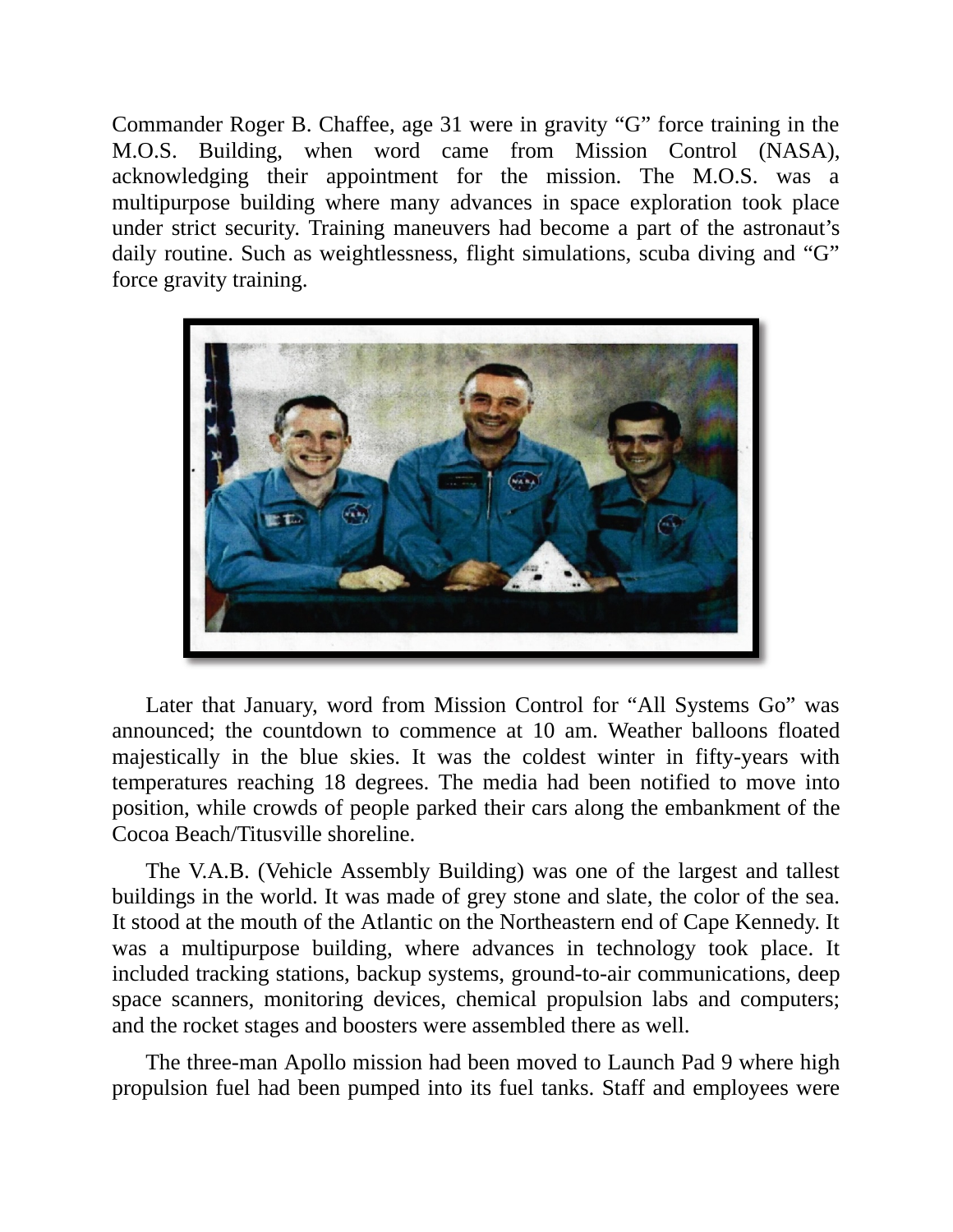Commander Roger B. Chaffee, age 31 were in gravity "G" force training in the M.O.S. Building, when word came from Mission Control (NASA), acknowledging their appointment for the mission. The M.O.S. was a multipurpose building where many advances in space exploration took place under strict security. Training maneuvers had become a part of the astronaut's daily routine. Such as weightlessness, flight simulations, scuba diving and "G" force gravity training.

Later that January, word from Mission Control for "All Systems Go" was announced; the countdown to commence at 10 am. Weather balloons floated majestically in the blue skies. It was the coldest winter in fifty-years with temperatures reaching 18 degrees. The media had been notified to move into position, while crowds of people parked their cars along the embankment of the Cocoa Beach/Titusville shoreline.

The V.A.B. (Vehicle Assembly Building) was one of the largest and tallest buildings in the world. It was made of grey stone and slate, the color of the sea. It stood at the mouth of the Atlantic on the Northeastern end of Cape Kennedy. It was a multipurpose building, where advances in technology took place. It included tracking stations, backup systems, ground-to-air communications, deep space scanners, monitoring devices, chemical propulsion labs and computers; and the rocket stages and boosters were assembled there as well.

The three-man Apollo mission had been moved to Launch Pad 9 where high propulsion fuel had been pumped into its fuel tanks. Staff and employees were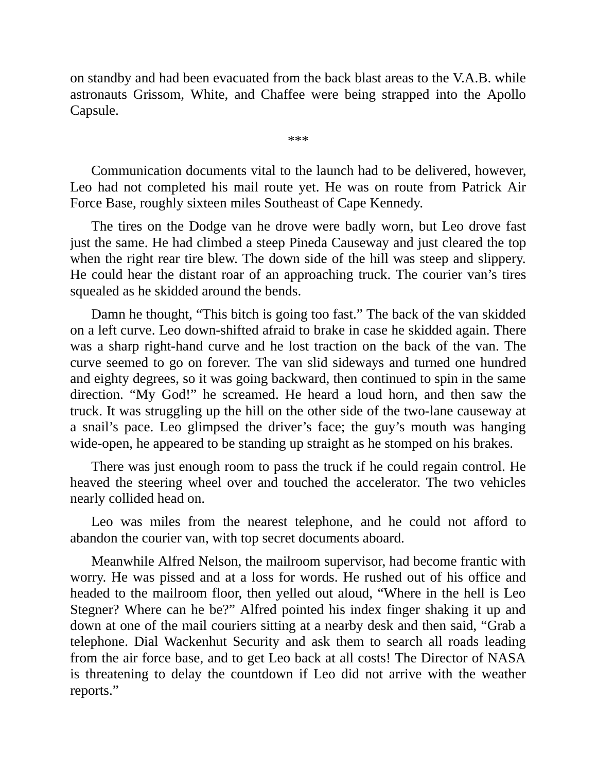on standby and had been evacuated from the back blast areas to the V.A.B. while astronauts Grissom, White, and Chaffee were being strapped into the Apollo Capsule.

***

Communication documents vital to the launch had to be delivered, however, Leo had not completed his mail route yet. He was on route from Patrick Air Force Base, roughly sixteen miles Southeast of Cape Kennedy.

The tires on the Dodge van he drove were badly worn, but Leo drove fast just the same. He had climbed a steep Pineda Causeway and just cleared the top when the right rear tire blew. The down side of the hill was steep and slippery. He could hear the distant roar of an approaching truck. The courier van's tires squealed as he skidded around the bends.

Damn he thought, "This bitch is going too fast." The back of the van skidded on a left curve. Leo down-shifted afraid to brake in case he skidded again. There was a sharp right-hand curve and he lost traction on the back of the van. The curve seemed to go on forever. The van slid sideways and turned one hundred and eighty degrees, so it was going backward, then continued to spin in the same direction. "My God!" he screamed. He heard a loud horn, and then saw the truck. It was struggling up the hill on the other side of the two-lane causeway at a snail's pace. Leo glimpsed the driver's face; the guy's mouth was hanging wide-open, he appeared to be standing up straight as he stomped on his brakes.

There was just enough room to pass the truck if he could regain control. He heaved the steering wheel over and touched the accelerator. The two vehicles nearly collided head on.

Leo was miles from the nearest telephone, and he could not afford to abandon the courier van, with top secret documents aboard.

Meanwhile Alfred Nelson, the mailroom supervisor, had become frantic with worry. He was pissed and at a loss for words. He rushed out of his office and headed to the mailroom floor, then yelled out aloud, "Where in the hell is Leo Stegner? Where can he be?" Alfred pointed his index finger shaking it up and down at one of the mail couriers sitting at a nearby desk and then said, "Grab a telephone. Dial Wackenhut Security and ask them to search all roads leading from the air force base, and to get Leo back at all costs! The Director of NASA is threatening to delay the countdown if Leo did not arrive with the weather reports."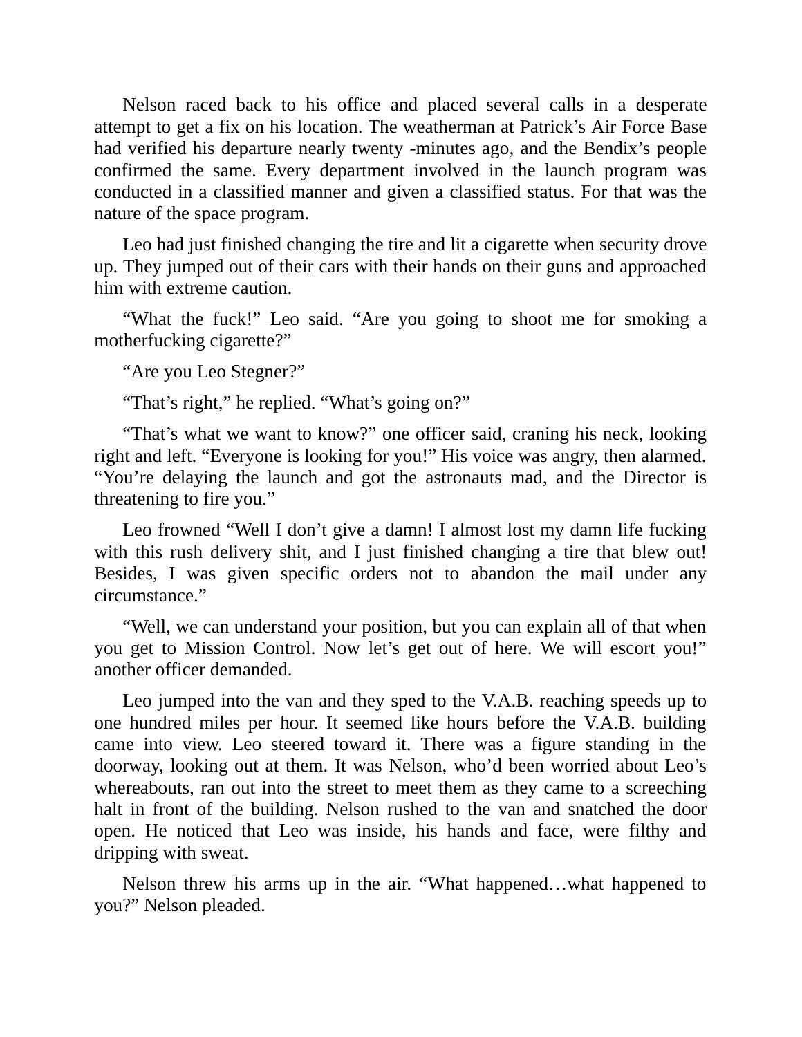Nelson raced back to his office and placed several calls in a desperate attempt to get a fix on his location. The weatherman at Patrick's Air Force Base had verified his departure nearly twenty -minutes ago, and the Bendix's people confirmed the same. Every department involved in the launch program was conducted in a classified manner and given a classified status. For that was the nature of the space program.

Leo had just finished changing the tire and lit a cigarette when security drove up. They jumped out of their cars with their hands on their guns and approached him with extreme caution.

"What the fuck!" Leo said. "Are you going to shoot me for smoking a motherfucking cigarette?"

"Are you Leo Stegner?"

"That's right," he replied. "What's going on?"

"That's what we want to know?" one officer said, craning his neck, looking right and left. "Everyone is looking for you!" His voice was angry, then alarmed. "You're delaying the launch and got the astronauts mad, and the Director is threatening to fire you."

Leo frowned "Well I don't give a damn! I almost lost my damn life fucking with this rush delivery shit, and I just finished changing a tire that blew out! Besides, I was given specific orders not to abandon the mail under any circumstance."

"Well, we can understand your position, but you can explain all of that when you get to Mission Control. Now let's get out of here. We will escort you!" another officer demanded.

Leo jumped into the van and they sped to the V.A.B. reaching speeds up to one hundred miles per hour. It seemed like hours before the V.A.B. building came into view. Leo steered toward it. There was a figure standing in the doorway, looking out at them. It was Nelson, who'd been worried about Leo's whereabouts, ran out into the street to meet them as they came to a screeching halt in front of the building. Nelson rushed to the van and snatched the door open. He noticed that Leo was inside, his hands and face, were filthy and dripping with sweat.

Nelson threw his arms up in the air. "What happened…what happened to you?" Nelson pleaded.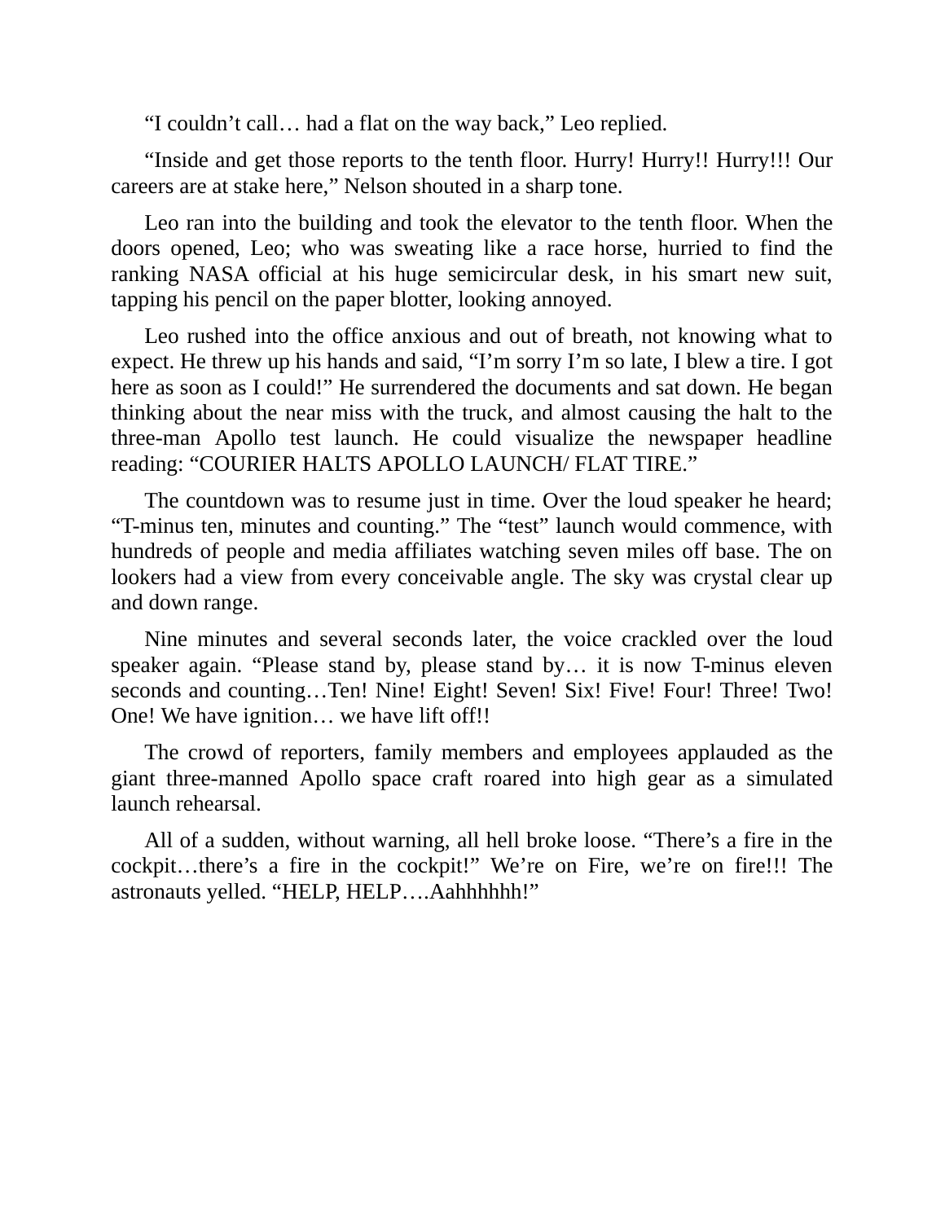“I couldn’t call… had a flat on the way back,” Leo replied.

“Inside and get those reports to the tenth floor. Hurry! Hurry!! Hurry!!! Our careers are at stake here,” Nelson shouted in a sharp tone.

Leo ran into the building and took the elevator to the tenth floor. When the doors opened, Leo; who was sweating like a race horse, hurried to find the ranking NASA official at his huge semicircular desk, in his smart new suit, tapping his pencil on the paper blotter, looking annoyed.

Leo rushed into the office anxious and out of breath, not knowing what to expect. He threw up his hands and said, “I’m sorry I’m so late, I blew a tire. I got here as soon as I could!” He surrendered the documents and sat down. He began thinking about the near miss with the truck, and almost causing the halt to the three-man Apollo test launch. He could visualize the newspaper headline reading: “COURIER HALTS APOLLO LAUNCH/ FLAT TIRE.”

The countdown was to resume just in time. Over the loud speaker he heard; “T-minus ten, minutes and counting.” The “test” launch would commence, with hundreds of people and media affiliates watching seven miles off base. The on lookers had a view from every conceivable angle. The sky was crystal clear up and down range.

Nine minutes and several seconds later, the voice crackled over the loud speaker again. “Please stand by, please stand by… it is now T-minus eleven seconds and counting…Ten! Nine! Eight! Seven! Six! Five! Four! Three! Two! One! We have ignition… we have lift off!!

The crowd of reporters, family members and employees applauded as the giant three-manned Apollo space craft roared into high gear as a simulated launch rehearsal.

All of a sudden, without warning, all hell broke loose. “There’s a fire in the cockpit…there’s a fire in the cockpit!” We’re on Fire, we’re on fire!!! The astronauts yelled. “HELP, HELP….Aahhhhhh!”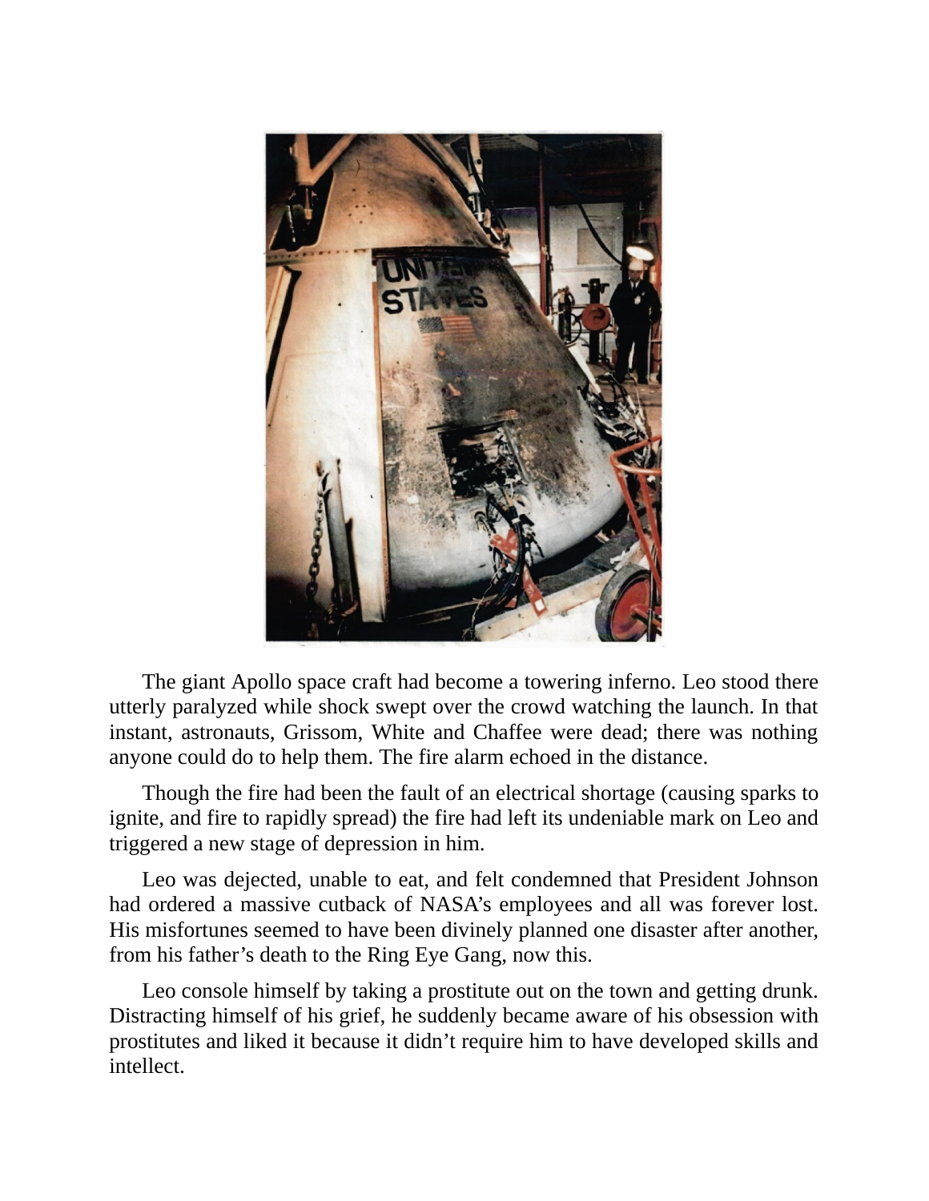The giant Apollo space craft had become a towering inferno. Leo stood there utterly paralyzed while shock swept over the crowd watching the launch. In that instant, astronauts, Grissom, White and Chaffee were dead; there was nothing anyone could do to help them. The fire alarm echoed in the distance.

Though the fire had been the fault of an electrical shortage (causing sparks to ignite, and fire to rapidly spread) the fire had left its undeniable mark on Leo and triggered a new stage of depression in him.

Leo was dejected, unable to eat, and felt condemned that President Johnson had ordered a massive cutback of NASA's employees and all was forever lost. His misfortunes seemed to have been divinely planned one disaster after another, from his father's death to the Ring Eye Gang, now this.

Leo console himself by taking a prostitute out on the town and getting drunk. Distracting himself of his grief, he suddenly became aware of his obsession with prostitutes and liked it because it didn't require him to have developed skills and intellect.